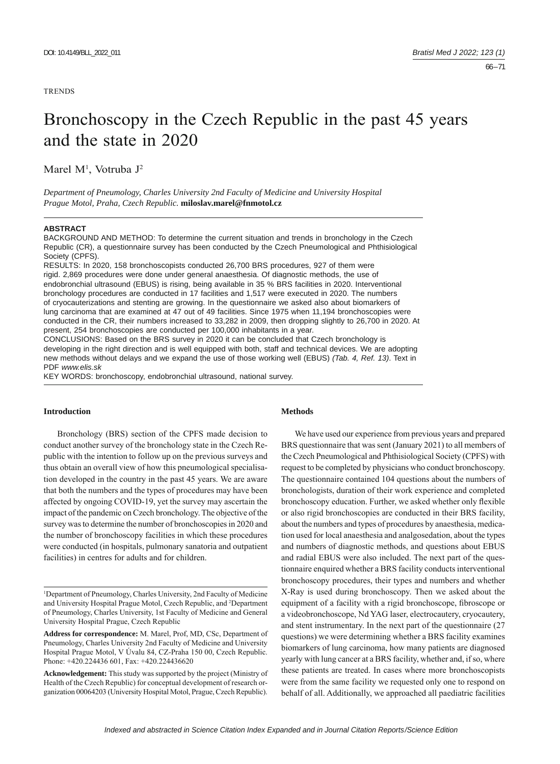TRENDS

# Bronchoscopy in the Czech Republic in the past 45 years and the state in 2020

Marel M[1], Votruba J[2]

*Department of Pneumology, Charles University 2nd Faculty of Medicine and University Hospital Prague Motol, Praha, Czech Republic.* **miloslav.marel@fnmotol.cz**

**ABSTRACT**

BACKGROUND AND METHOD: To determine the current situation and trends in bronchology in the Czech Republic (CR), a questionnaire survey has been conducted by the Czech Pneumological and Phthisiological Society (CPFS).

RESULTS: In 2020, 158 bronchoscopists conducted 26,700 BRS procedures, 927 of them were rigid. 2,869 procedures were done under general anaesthesia. Of diagnostic methods, the use of endobronchial ultrasound (EBUS) is rising, being available in 35 % BRS facilities in 2020. Interventional bronchology procedures are conducted in 17 facilities and 1,517 were executed in 2020. The numbers of cryocauterizations and stenting are growing. In the questionnaire we asked also about biomarkers of lung carcinoma that are examined at 47 out of 49 facilities. Since 1975 when 11,194 bronchoscopies were conducted in the CR, their numbers increased to 33,282 in 2009, then dropping slightly to 26,700 in 2020. At present, 254 bronchoscopies are conducted per 100,000 inhabitants in a year.

CONCLUSIONS: Based on the BRS survey in 2020 it can be concluded that Czech bronchology is developing in the right direction and is well equipped with both, staff and technical devices. We are adopting new methods without delays and we expand the use of those working well (EBUS) *(Tab. 4, Ref. 13)*. Text in PDF *www.elis.sk*

KEY WORDS: bronchoscopy, endobronchial ultrasound, national survey.

## Introduction

Bronchology (BRS) section of the CPFS made decision to conduct another survey of the bronchology state in the Czech Republic with the intention to follow up on the previous surveys and thus obtain an overall view of how this pneumological specialisation developed in the country in the past 45 years. We are aware that both the numbers and the types of procedures may have been affected by ongoing COVID-19, yet the survey may ascertain the impact of the pandemic on Czech bronchology. The objective of the survey was to determine the number of bronchoscopies in 2020 and the number of bronchoscopy facilities in which these procedures were conducted (in hospitals, pulmonary sanatoria and outpatient facilities) in centres for adults and for children.

[1]Department of Pneumology, Charles University, 2nd Faculty of Medicine and University Hospital Prague Motol, Czech Republic, and [2]Department of Pneumology, Charles University, 1st Faculty of Medicine and General University Hospital Prague, Czech Republic

**Address for correspondence:** M. Marel, Prof, MD, CSc, Department of Pneumology, Charles University 2nd Faculty of Medicine and University Hospital Prague Motol, V Úvalu 84, CZ-Praha 150 00, Czech Republic. Phone: +420.224436 601, Fax: +420.224436620

**Acknowledgement:** This study was supported by the project (Ministry of Health of the Czech Republic) for conceptual development of research organization 00064203 (University Hospital Motol, Prague, Czech Republic).

## Methods

We have used our experience from previous years and prepared BRS questionnaire that was sent (January 2021) to all members of the Czech Pneumological and Phthisiological Society (CPFS) with request to be completed by physicians who conduct bronchoscopy. The questionnaire contained 104 questions about the numbers of bronchologists, duration of their work experience and completed bronchoscopy education. Further, we asked whether only flexible or also rigid bronchoscopies are conducted in their BRS facility, about the numbers and types of procedures by anaesthesia, medication used for local anaesthesia and analgosedation, about the types and numbers of diagnostic methods, and questions about EBUS and radial EBUS were also included. The next part of the questionnaire enquired whether a BRS facility conducts interventional bronchoscopy procedures, their types and numbers and whether X-Ray is used during bronchoscopy. Then we asked about the equipment of a facility with a rigid bronchoscope, fibroscope or a videobronchoscope, Nd YAG laser, electrocautery, cryocautery, and stent instrumentary. In the next part of the questionnaire (27 questions) we were determining whether a BRS facility examines biomarkers of lung carcinoma, how many patients are diagnosed yearly with lung cancer at a BRS facility, whether and, if so, where these patients are treated. In cases where more bronchoscopists were from the same facility we requested only one to respond on behalf of all. Additionally, we approached all paediatric facilities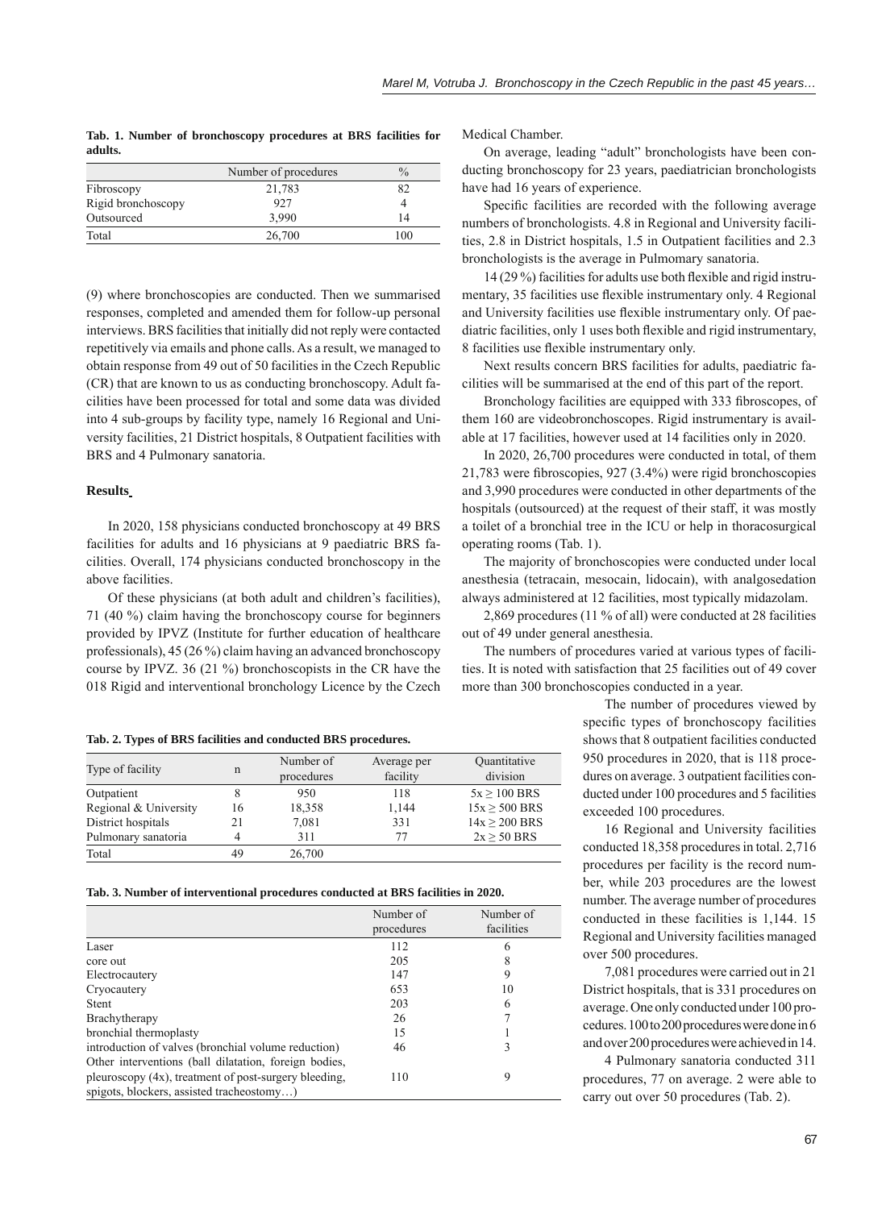**Tab. 1. Number of bronchoscopy procedures at BRS facilities for adults.**

| | Number of procedures | % |
|---|---|---|
| Fibroscopy | 21,783 | 82 |
| Rigid bronchoscopy | 927 | 4 |
| Outsourced | 3,990 | 14 |
| Total | 26,700 | 100 |

(9) where bronchoscopies are conducted. Then we summarised responses, completed and amended them for follow-up personal interviews. BRS facilities that initially did not reply were contacted repetitively via emails and phone calls. As a result, we managed to obtain response from 49 out of 50 facilities in the Czech Republic (CR) that are known to us as conducting bronchoscopy. Adult facilities have been processed for total and some data was divided into 4 sub-groups by facility type, namely 16 Regional and University facilities, 21 District hospitals, 8 Outpatient facilities with BRS and 4 Pulmonary sanatoria.

## Results

In 2020, 158 physicians conducted bronchoscopy at 49 BRS facilities for adults and 16 physicians at 9 paediatric BRS facilities. Overall, 174 physicians conducted bronchoscopy in the above facilities.

Of these physicians (at both adult and children's facilities), 71 (40 %) claim having the bronchoscopy course for beginners provided by IPVZ (Institute for further education of healthcare professionals), 45 (26 %) claim having an advanced bronchoscopy course by IPVZ. 36 (21 %) bronchoscopists in the CR have the 018 Rigid and interventional bronchology Licence by the Czech Medical Chamber.

On average, leading "adult" bronchologists have been conducting bronchoscopy for 23 years, paediatrician bronchologists have had 16 years of experience.

Specific facilities are recorded with the following average numbers of bronchologists. 4.8 in Regional and University facilities, 2.8 in District hospitals, 1.5 in Outpatient facilities and 2.3 bronchologists is the average in Pulmomary sanatoria.

14 (29 %) facilities for adults use both flexible and rigid instrumentary, 35 facilities use flexible instrumentary only. 4 Regional and University facilities use flexible instrumentary only. Of paediatric facilities, only 1 uses both flexible and rigid instrumentary, 8 facilities use flexible instrumentary only.

Next results concern BRS facilities for adults, paediatric facilities will be summarised at the end of this part of the report.

Bronchology facilities are equipped with 333 fibroscopes, of them 160 are videobronchoscopes. Rigid instrumentary is available at 17 facilities, however used at 14 facilities only in 2020.

In 2020, 26,700 procedures were conducted in total, of them 21,783 were fibroscopies, 927 (3.4%) were rigid bronchoscopies and 3,990 procedures were conducted in other departments of the hospitals (outsourced) at the request of their staff, it was mostly a toilet of a bronchial tree in the ICU or help in thoracosurgical operating rooms (Tab. 1).

The majority of bronchoscopies were conducted under local anesthesia (tetracain, mesocain, lidocain), with analgosedation always administered at 12 facilities, most typically midazolam.

2,869 procedures (11 % of all) were conducted at 28 facilities out of 49 under general anesthesia.

The numbers of procedures varied at various types of facilities. It is noted with satisfaction that 25 facilities out of 49 cover more than 300 bronchoscopies conducted in a year.

**Tab. 2. Types of BRS facilities and conducted BRS procedures.**

| Type of facility | n | Number of procedures | Average per facility | Quantitative division |
|---|---|---|---|---|
| Outpatient | 8 | 950 | 118 | 5x ≥ 100 BRS |
| Regional & University | 16 | 18,358 | 1,144 | 15x ≥ 500 BRS |
| District hospitals | 21 | 7,081 | 331 | 14x ≥ 200 BRS |
| Pulmonary sanatoria | 4 | 311 | 77 | 2x ≥ 50 BRS |
| Total | 49 | 26,700 | | |

The number of procedures viewed by specific types of bronchoscopy facilities shows that 8 outpatient facilities conducted 950 procedures in 2020, that is 118 procedures on average. 3 outpatient facilities conducted under 100 procedures and 5 facilities exceeded 100 procedures.

16 Regional and University facilities conducted 18,358 procedures in total. 2,716 procedures per facility is the record number, while 203 procedures are the lowest number. The average number of procedures conducted in these facilities is 1,144. 15 Regional and University facilities managed over 500 procedures.

7,081 procedures were carried out in 21 District hospitals, that is 331 procedures on average. One only conducted under 100 procedures. 100 to 200 procedures were done in 6 and over 200 procedures were achieved in 14.

4 Pulmonary sanatoria conducted 311 procedures, 77 on average. 2 were able to carry out over 50 procedures (Tab. 2).

**Tab. 3. Number of interventional procedures conducted at BRS facilities in 2020.**

| | Number of procedures | Number of facilities |
|---|---|---|
| Laser | 112 | 6 |
| core out | 205 | 8 |
| Electrocautery | 147 | 9 |
| Cryocautery | 653 | 10 |
| Stent | 203 | 6 |
| Brachytherapy | 26 | 7 |
| bronchial thermoplasty | 15 | 1 |
| introduction of valves (bronchial volume reduction) | 46 | 3 |
| Other interventions (ball dilatation, foreign bodies, pleuroscopy (4x), treatment of post-surgery bleeding, spigots, blockers, assisted tracheostomy…) | 110 | 9 |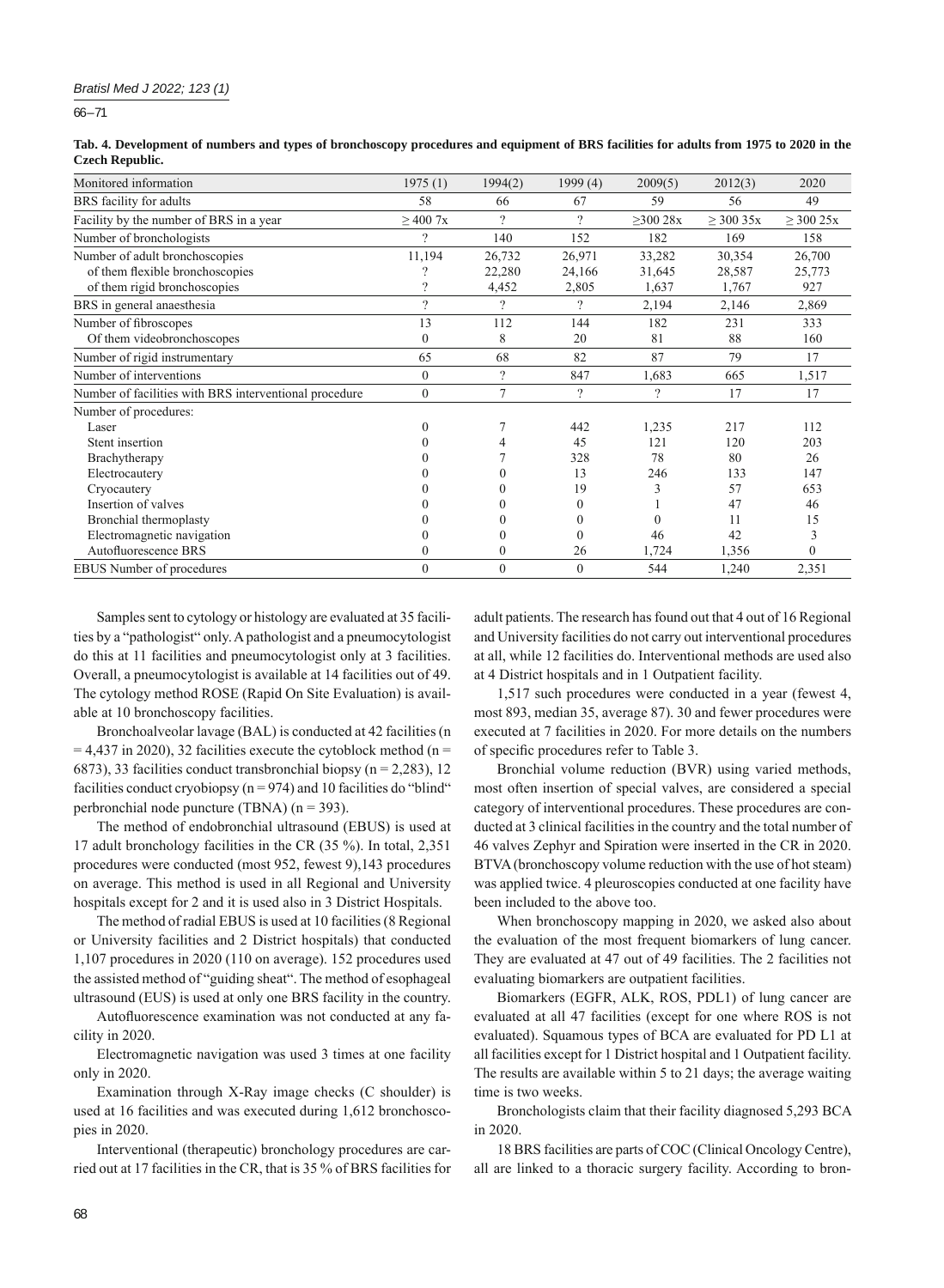**Tab. 4. Development of numbers and types of bronchoscopy procedures and equipment of BRS facilities for adults from 1975 to 2020 in the Czech Republic.**

| Monitored information | 1975 (1) | 1994(2) | 1999 (4) | 2009(5) | 2012(3) | 2020 |
|---|---|---|---|---|---|---|
| BRS facility for adults | 58 | 66 | 67 | 59 | 56 | 49 |
| Facility by the number of BRS in a year | ≥ 400 7x | ? | ? | ≥300 28x | ≥ 300 35x | ≥ 300 25x |
| Number of bronchologists | ? | 140 | 152 | 182 | 169 | 158 |
| Number of adult bronchoscopies | 11,194 | 26,732 | 26,971 | 33,282 | 30,354 | 26,700 |
| of them flexible bronchoscopies | ? | 22,280 | 24,166 | 31,645 | 28,587 | 25,773 |
| of them rigid bronchoscopies | ? | 4,452 | 2,805 | 1,637 | 1,767 | 927 |
| BRS in general anaesthesia | ? | ? | ? | 2,194 | 2,146 | 2,869 |
| Number of fibroscopes | 13 | 112 | 144 | 182 | 231 | 333 |
| Of them videobronchoscopes | 0 | 8 | 20 | 81 | 88 | 160 |
| Number of rigid instrumentary | 65 | 68 | 82 | 87 | 79 | 17 |
| Number of interventions | 0 | ? | 847 | 1,683 | 665 | 1,517 |
| Number of facilities with BRS interventional procedure | 0 | 7 | ? | ? | 17 | 17 |
| Number of procedures: | | | | | | |
| Laser | 0 | 7 | 442 | 1,235 | 217 | 112 |
| Stent insertion | 0 | 4 | 45 | 121 | 120 | 203 |
| Brachytherapy | 0 | 7 | 328 | 78 | 80 | 26 |
| Electrocautery | 0 | 0 | 13 | 246 | 133 | 147 |
| Cryocautery | 0 | 0 | 19 | 3 | 57 | 653 |
| Insertion of valves | 0 | 0 | 0 | 1 | 47 | 46 |
| Bronchial thermoplasty | 0 | 0 | 0 | 0 | 11 | 15 |
| Electromagnetic navigation | 0 | 0 | 0 | 46 | 42 | 3 |
| Autofluorescence BRS | 0 | 0 | 26 | 1,724 | 1,356 | 0 |
| EBUS Number of procedures | 0 | 0 | 0 | 544 | 1,240 | 2,351 |

Samples sent to cytology or histology are evaluated at 35 facilities by a "pathologist" only. A pathologist and a pneumocytologist do this at 11 facilities and pneumocytologist only at 3 facilities. Overall, a pneumocytologist is available at 14 facilities out of 49. The cytology method ROSE (Rapid On Site Evaluation) is available at 10 bronchoscopy facilities.

Bronchoalveolar lavage (BAL) is conducted at 42 facilities (n = 4,437 in 2020), 32 facilities execute the cytoblock method (n = 6873), 33 facilities conduct transbronchial biopsy (n = 2,283), 12 facilities conduct cryobiopsy (n = 974) and 10 facilities do "blind" perbronchial node puncture (TBNA) (n = 393).

The method of endobronchial ultrasound (EBUS) is used at 17 adult bronchology facilities in the CR (35 %). In total, 2,351 procedures were conducted (most 952, fewest 9),143 procedures on average. This method is used in all Regional and University hospitals except for 2 and it is used also in 3 District Hospitals.

The method of radial EBUS is used at 10 facilities (8 Regional or University facilities and 2 District hospitals) that conducted 1,107 procedures in 2020 (110 on average). 152 procedures used the assisted method of "guiding sheat". The method of esophageal ultrasound (EUS) is used at only one BRS facility in the country.

Autofluorescence examination was not conducted at any facility in 2020.

Electromagnetic navigation was used 3 times at one facility only in 2020.

Examination through X-Ray image checks (C shoulder) is used at 16 facilities and was executed during 1,612 bronchoscopies in 2020.

Interventional (therapeutic) bronchology procedures are carried out at 17 facilities in the CR, that is 35 % of BRS facilities for adult patients. The research has found out that 4 out of 16 Regional and University facilities do not carry out interventional procedures at all, while 12 facilities do. Interventional methods are used also at 4 District hospitals and in 1 Outpatient facility.

1,517 such procedures were conducted in a year (fewest 4, most 893, median 35, average 87). 30 and fewer procedures were executed at 7 facilities in 2020. For more details on the numbers of specific procedures refer to Table 3.

Bronchial volume reduction (BVR) using varied methods, most often insertion of special valves, are considered a special category of interventional procedures. These procedures are conducted at 3 clinical facilities in the country and the total number of 46 valves Zephyr and Spiration were inserted in the CR in 2020. BTVA (bronchoscopy volume reduction with the use of hot steam) was applied twice. 4 pleuroscopies conducted at one facility have been included to the above too.

When bronchoscopy mapping in 2020, we asked also about the evaluation of the most frequent biomarkers of lung cancer. They are evaluated at 47 out of 49 facilities. The 2 facilities not evaluating biomarkers are outpatient facilities.

Biomarkers (EGFR, ALK, ROS, PDL1) of lung cancer are evaluated at all 47 facilities (except for one where ROS is not evaluated). Squamous types of BCA are evaluated for PD L1 at all facilities except for 1 District hospital and 1 Outpatient facility. The results are available within 5 to 21 days; the average waiting time is two weeks.

Bronchologists claim that their facility diagnosed 5,293 BCA in 2020.

18 BRS facilities are parts of COC (Clinical Oncology Centre), all are linked to a thoracic surgery facility. According to bron-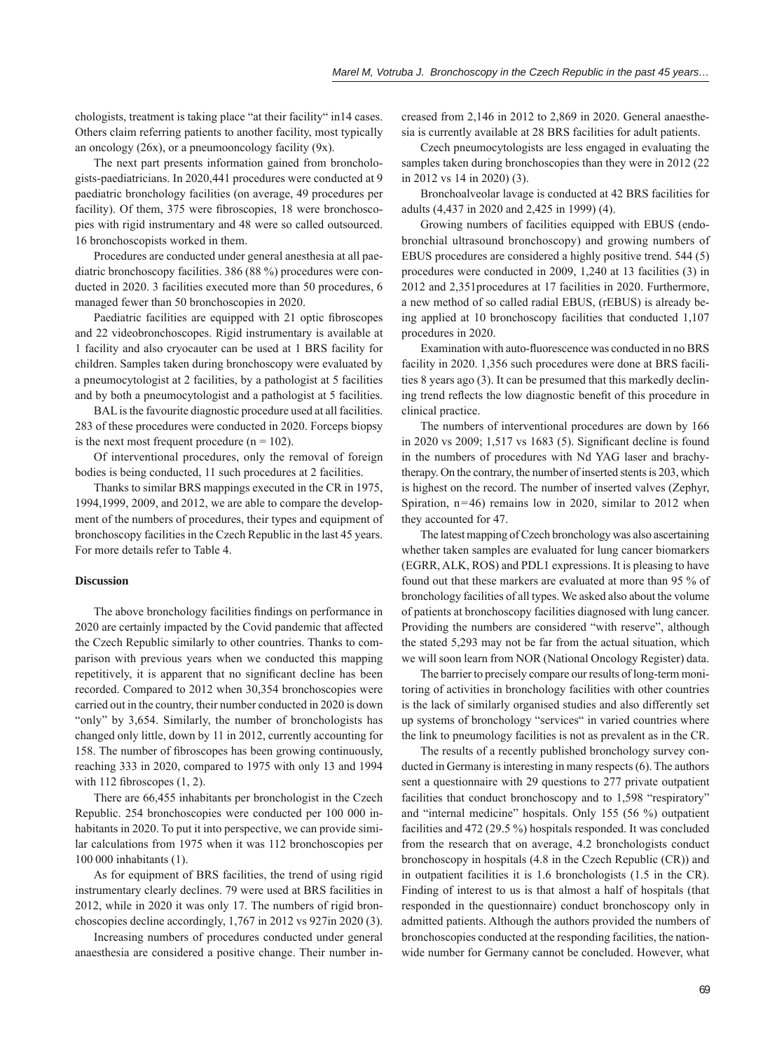chologists, treatment is taking place "at their facility" in14 cases. Others claim referring patients to another facility, most typically an oncology (26x), or a pneumooncology facility (9x).

The next part presents information gained from bronchologists-paediatricians. In 2020,441 procedures were conducted at 9 paediatric bronchology facilities (on average, 49 procedures per facility). Of them, 375 were fibroscopies, 18 were bronchoscopies with rigid instrumentary and 48 were so called outsourced. 16 bronchoscopists worked in them.

Procedures are conducted under general anesthesia at all paediatric bronchoscopy facilities. 386 (88 %) procedures were conducted in 2020. 3 facilities executed more than 50 procedures, 6 managed fewer than 50 bronchoscopies in 2020.

Paediatric facilities are equipped with 21 optic fibroscopes and 22 videobronchoscopes. Rigid instrumentary is available at 1 facility and also cryocauter can be used at 1 BRS facility for children. Samples taken during bronchoscopy were evaluated by a pneumocytologist at 2 facilities, by a pathologist at 5 facilities and by both a pneumocytologist and a pathologist at 5 facilities.

BAL is the favourite diagnostic procedure used at all facilities. 283 of these procedures were conducted in 2020. Forceps biopsy is the next most frequent procedure (n = 102).

Of interventional procedures, only the removal of foreign bodies is being conducted, 11 such procedures at 2 facilities.

Thanks to similar BRS mappings executed in the CR in 1975, 1994,1999, 2009, and 2012, we are able to compare the development of the numbers of procedures, their types and equipment of bronchoscopy facilities in the Czech Republic in the last 45 years. For more details refer to Table 4.

## Discussion

The above bronchology facilities findings on performance in 2020 are certainly impacted by the Covid pandemic that affected the Czech Republic similarly to other countries. Thanks to comparison with previous years when we conducted this mapping repetitively, it is apparent that no significant decline has been recorded. Compared to 2012 when 30,354 bronchoscopies were carried out in the country, their number conducted in 2020 is down "only" by 3,654. Similarly, the number of bronchologists has changed only little, down by 11 in 2012, currently accounting for 158. The number of fibroscopes has been growing continuously, reaching 333 in 2020, compared to 1975 with only 13 and 1994 with 112 fibroscopes (1, 2).

There are 66,455 inhabitants per bronchologist in the Czech Republic. 254 bronchoscopies were conducted per 100 000 inhabitants in 2020. To put it into perspective, we can provide similar calculations from 1975 when it was 112 bronchoscopies per 100 000 inhabitants (1).

As for equipment of BRS facilities, the trend of using rigid instrumentary clearly declines. 79 were used at BRS facilities in 2012, while in 2020 it was only 17. The numbers of rigid bronchoscopies decline accordingly, 1,767 in 2012 vs 927in 2020 (3).

Increasing numbers of procedures conducted under general anaesthesia are considered a positive change. Their number increased from 2,146 in 2012 to 2,869 in 2020. General anaesthesia is currently available at 28 BRS facilities for adult patients.

Czech pneumocytologists are less engaged in evaluating the samples taken during bronchoscopies than they were in 2012 (22 in 2012 vs 14 in 2020) (3).

Bronchoalveolar lavage is conducted at 42 BRS facilities for adults (4,437 in 2020 and 2,425 in 1999) (4).

Growing numbers of facilities equipped with EBUS (endobronchial ultrasound bronchoscopy) and growing numbers of EBUS procedures are considered a highly positive trend. 544 (5) procedures were conducted in 2009, 1,240 at 13 facilities (3) in 2012 and 2,351procedures at 17 facilities in 2020. Furthermore, a new method of so called radial EBUS, (rEBUS) is already being applied at 10 bronchoscopy facilities that conducted 1,107 procedures in 2020.

Examination with auto-fluorescence was conducted in no BRS facility in 2020. 1,356 such procedures were done at BRS facilities 8 years ago (3). It can be presumed that this markedly declining trend reflects the low diagnostic benefit of this procedure in clinical practice.

The numbers of interventional procedures are down by 166 in 2020 vs 2009; 1,517 vs 1683 (5). Significant decline is found in the numbers of procedures with Nd YAG laser and brachytherapy. On the contrary, the number of inserted stents is 203, which is highest on the record. The number of inserted valves (Zephyr, Spiration, n=46) remains low in 2020, similar to 2012 when they accounted for 47.

The latest mapping of Czech bronchology was also ascertaining whether taken samples are evaluated for lung cancer biomarkers (EGRR, ALK, ROS) and PDL1 expressions. It is pleasing to have found out that these markers are evaluated at more than 95 % of bronchology facilities of all types. We asked also about the volume of patients at bronchoscopy facilities diagnosed with lung cancer. Providing the numbers are considered "with reserve", although the stated 5,293 may not be far from the actual situation, which we will soon learn from NOR (National Oncology Register) data.

The barrier to precisely compare our results of long-term monitoring of activities in bronchology facilities with other countries is the lack of similarly organised studies and also differently set up systems of bronchology "services" in varied countries where the link to pneumology facilities is not as prevalent as in the CR.

The results of a recently published bronchology survey conducted in Germany is interesting in many respects (6). The authors sent a questionnaire with 29 questions to 277 private outpatient facilities that conduct bronchoscopy and to 1,598 "respiratory" and "internal medicine" hospitals. Only 155 (56 %) outpatient facilities and 472 (29.5 %) hospitals responded. It was concluded from the research that on average, 4.2 bronchologists conduct bronchoscopy in hospitals (4.8 in the Czech Republic (CR)) and in outpatient facilities it is 1.6 bronchologists (1.5 in the CR). Finding of interest to us is that almost a half of hospitals (that responded in the questionnaire) conduct bronchoscopy only in admitted patients. Although the authors provided the numbers of bronchoscopies conducted at the responding facilities, the nationwide number for Germany cannot be concluded. However, what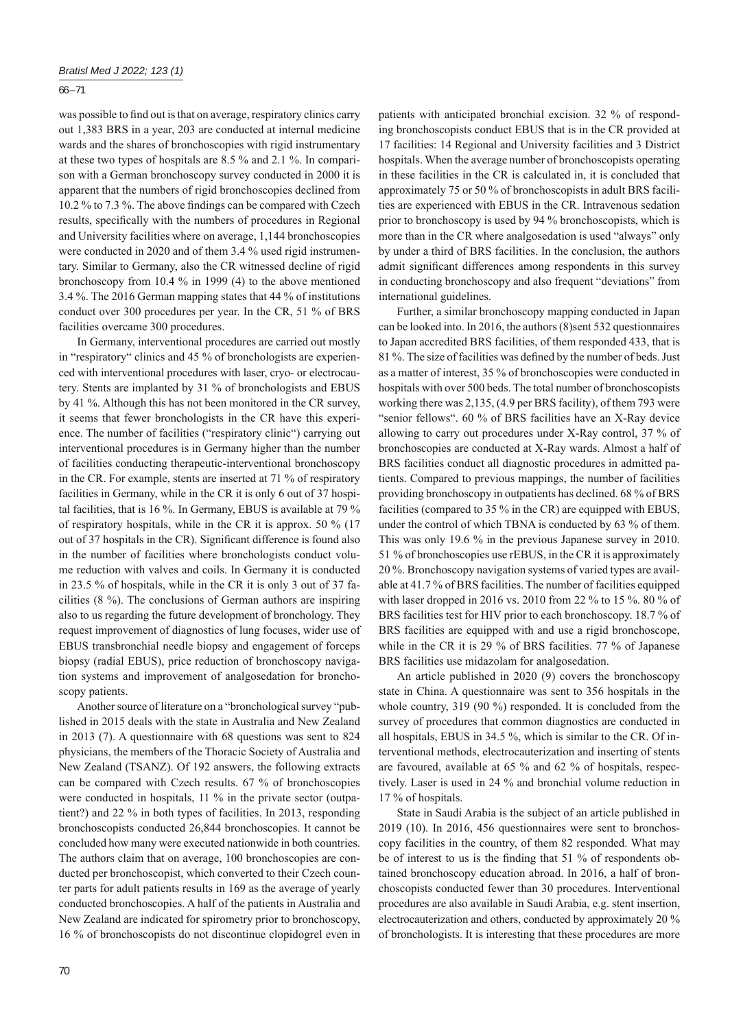was possible to find out is that on average, respiratory clinics carry out 1,383 BRS in a year, 203 are conducted at internal medicine wards and the shares of bronchoscopies with rigid instrumentary at these two types of hospitals are 8.5 % and 2.1 %. In comparison with a German bronchoscopy survey conducted in 2000 it is apparent that the numbers of rigid bronchoscopies declined from 10.2 % to 7.3 %. The above findings can be compared with Czech results, specifically with the numbers of procedures in Regional and University facilities where on average, 1,144 bronchoscopies were conducted in 2020 and of them 3.4 % used rigid instrumentary. Similar to Germany, also the CR witnessed decline of rigid bronchoscopy from 10.4 % in 1999 (4) to the above mentioned 3.4 %. The 2016 German mapping states that 44 % of institutions conduct over 300 procedures per year. In the CR, 51 % of BRS facilities overcame 300 procedures.

In Germany, interventional procedures are carried out mostly in "respiratory" clinics and 45 % of bronchologists are experienced with interventional procedures with laser, cryo- or electrocautery. Stents are implanted by 31 % of bronchologists and EBUS by 41 %. Although this has not been monitored in the CR survey, it seems that fewer bronchologists in the CR have this experience. The number of facilities ("respiratory clinic") carrying out interventional procedures is in Germany higher than the number of facilities conducting therapeutic-interventional bronchoscopy in the CR. For example, stents are inserted at 71 % of respiratory facilities in Germany, while in the CR it is only 6 out of 37 hospital facilities, that is 16 %. In Germany, EBUS is available at 79 % of respiratory hospitals, while in the CR it is approx. 50 % (17 out of 37 hospitals in the CR). Significant difference is found also in the number of facilities where bronchologists conduct volume reduction with valves and coils. In Germany it is conducted in 23.5 % of hospitals, while in the CR it is only 3 out of 37 facilities (8 %). The conclusions of German authors are inspiring also to us regarding the future development of bronchology. They request improvement of diagnostics of lung focuses, wider use of EBUS transbronchial needle biopsy and engagement of forceps biopsy (radial EBUS), price reduction of bronchoscopy navigation systems and improvement of analgosedation for bronchoscopy patients.

Another source of literature on a "bronchological survey "published in 2015 deals with the state in Australia and New Zealand in 2013 (7). A questionnaire with 68 questions was sent to 824 physicians, the members of the Thoracic Society of Australia and New Zealand (TSANZ). Of 192 answers, the following extracts can be compared with Czech results. 67 % of bronchoscopies were conducted in hospitals, 11 % in the private sector (outpatient?) and 22 % in both types of facilities. In 2013, responding bronchoscopists conducted 26,844 bronchoscopies. It cannot be concluded how many were executed nationwide in both countries. The authors claim that on average, 100 bronchoscopies are conducted per bronchoscopist, which converted to their Czech counter parts for adult patients results in 169 as the average of yearly conducted bronchoscopies. A half of the patients in Australia and New Zealand are indicated for spirometry prior to bronchoscopy, 16 % of bronchoscopists do not discontinue clopidogrel even in patients with anticipated bronchial excision. 32 % of responding bronchoscopists conduct EBUS that is in the CR provided at 17 facilities: 14 Regional and University facilities and 3 District hospitals. When the average number of bronchoscopists operating in these facilities in the CR is calculated in, it is concluded that approximately 75 or 50 % of bronchoscopists in adult BRS facilities are experienced with EBUS in the CR. Intravenous sedation prior to bronchoscopy is used by 94 % bronchoscopists, which is more than in the CR where analgosedation is used "always" only by under a third of BRS facilities. In the conclusion, the authors admit significant differences among respondents in this survey in conducting bronchoscopy and also frequent "deviations" from international guidelines.

Further, a similar bronchoscopy mapping conducted in Japan can be looked into. In 2016, the authors (8)sent 532 questionnaires to Japan accredited BRS facilities, of them responded 433, that is 81 %. The size of facilities was defined by the number of beds. Just as a matter of interest, 35 % of bronchoscopies were conducted in hospitals with over 500 beds. The total number of bronchoscopists working there was 2,135, (4.9 per BRS facility), of them 793 were "senior fellows". 60 % of BRS facilities have an X-Ray device allowing to carry out procedures under X-Ray control, 37 % of bronchoscopies are conducted at X-Ray wards. Almost a half of BRS facilities conduct all diagnostic procedures in admitted patients. Compared to previous mappings, the number of facilities providing bronchoscopy in outpatients has declined. 68 % of BRS facilities (compared to 35 % in the CR) are equipped with EBUS, under the control of which TBNA is conducted by 63 % of them. This was only 19.6 % in the previous Japanese survey in 2010. 51 % of bronchoscopies use rEBUS, in the CR it is approximately 20 %. Bronchoscopy navigation systems of varied types are available at 41.7 % of BRS facilities. The number of facilities equipped with laser dropped in 2016 vs. 2010 from 22 % to 15 %. 80 % of BRS facilities test for HIV prior to each bronchoscopy. 18.7 % of BRS facilities are equipped with and use a rigid bronchoscope, while in the CR it is 29 % of BRS facilities. 77 % of Japanese BRS facilities use midazolam for analgosedation.

An article published in 2020 (9) covers the bronchoscopy state in China. A questionnaire was sent to 356 hospitals in the whole country, 319 (90 %) responded. It is concluded from the survey of procedures that common diagnostics are conducted in all hospitals, EBUS in 34.5 %, which is similar to the CR. Of interventional methods, electrocauterization and inserting of stents are favoured, available at 65 % and 62 % of hospitals, respectively. Laser is used in 24 % and bronchial volume reduction in 17 % of hospitals.

State in Saudi Arabia is the subject of an article published in 2019 (10). In 2016, 456 questionnaires were sent to bronchoscopy facilities in the country, of them 82 responded. What may be of interest to us is the finding that 51 % of respondents obtained bronchoscopy education abroad. In 2016, a half of bronchoscopists conducted fewer than 30 procedures. Interventional procedures are also available in Saudi Arabia, e.g. stent insertion, electrocauterization and others, conducted by approximately 20 % of bronchologists. It is interesting that these procedures are more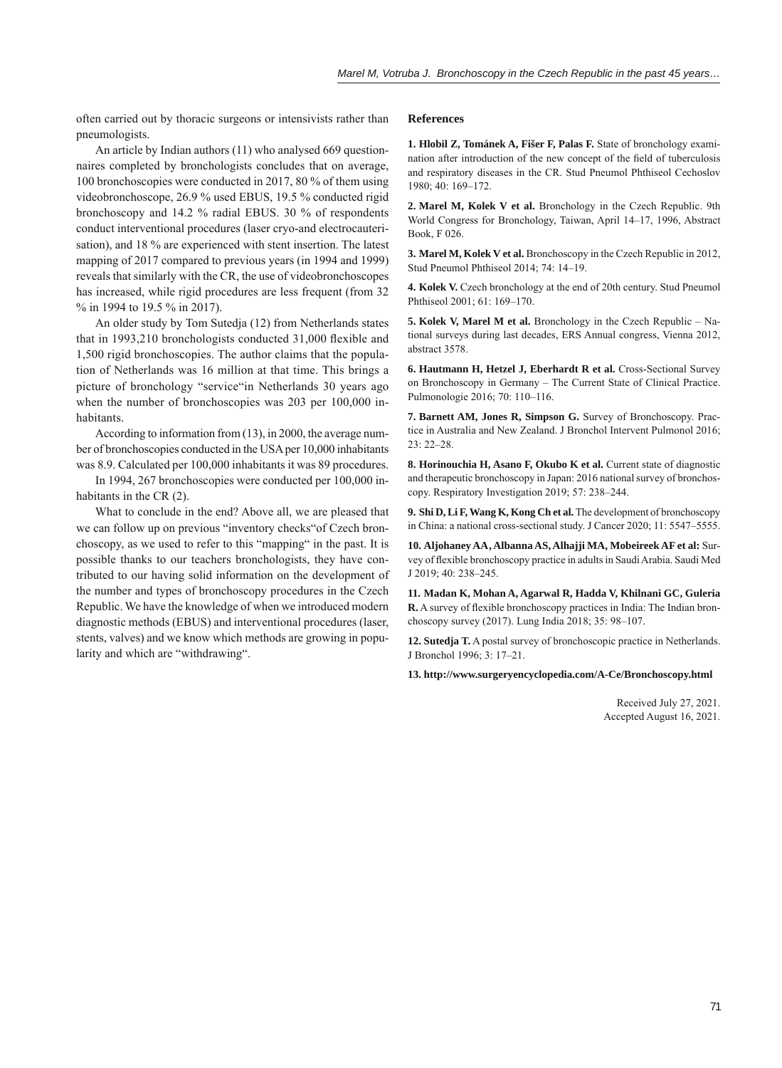often carried out by thoracic surgeons or intensivists rather than pneumologists.

An article by Indian authors (11) who analysed 669 questionnaires completed by bronchologists concludes that on average, 100 bronchoscopies were conducted in 2017, 80 % of them using videobronchoscope, 26.9 % used EBUS, 19.5 % conducted rigid bronchoscopy and 14.2 % radial EBUS. 30 % of respondents conduct interventional procedures (laser cryo-and electrocauterisation), and 18 % are experienced with stent insertion. The latest mapping of 2017 compared to previous years (in 1994 and 1999) reveals that similarly with the CR, the use of videobronchoscopes has increased, while rigid procedures are less frequent (from 32 % in 1994 to 19.5 % in 2017).

An older study by Tom Sutedja (12) from Netherlands states that in 1993,210 bronchologists conducted 31,000 flexible and 1,500 rigid bronchoscopies. The author claims that the population of Netherlands was 16 million at that time. This brings a picture of bronchology "service"in Netherlands 30 years ago when the number of bronchoscopies was 203 per 100,000 inhabitants.

According to information from (13), in 2000, the average number of bronchoscopies conducted in the USA per 10,000 inhabitants was 8.9. Calculated per 100,000 inhabitants it was 89 procedures.

In 1994, 267 bronchoscopies were conducted per 100,000 inhabitants in the CR (2).

What to conclude in the end? Above all, we are pleased that we can follow up on previous "inventory checks"of Czech bronchoscopy, as we used to refer to this "mapping" in the past. It is possible thanks to our teachers bronchologists, they have contributed to our having solid information on the development of the number and types of bronchoscopy procedures in the Czech Republic. We have the knowledge of when we introduced modern diagnostic methods (EBUS) and interventional procedures (laser, stents, valves) and we know which methods are growing in popularity and which are "withdrawing".

## References

**1. Hlobil Z, Tománek A, Fišer F, Palas F.** State of bronchology examination after introduction of the new concept of the field of tuberculosis and respiratory diseases in the CR. Stud Pneumol Phthiseol Cechoslov 1980; 40: 169–172.

**2. Marel M, Kolek V et al.** Bronchology in the Czech Republic. 9th World Congress for Bronchology, Taiwan, April 14–17, 1996, Abstract Book, F 026.

**3. Marel M, Kolek V et al.** Bronchoscopy in the Czech Republic in 2012, Stud Pneumol Phthiseol 2014; 74: 14–19.

**4. Kolek V.** Czech bronchology at the end of 20th century. Stud Pneumol Phthiseol 2001; 61: 169–170.

**5. Kolek V, Marel M et al.** Bronchology in the Czech Republic – National surveys during last decades, ERS Annual congress, Vienna 2012, abstract 3578.

**6. Hautmann H, Hetzel J, Eberhardt R et al.** Cross-Sectional Survey on Bronchoscopy in Germany – The Current State of Clinical Practice. Pulmonologie 2016; 70: 110–116.

**7. Barnett AM, Jones R, Simpson G.** Survey of Bronchoscopy. Practice in Australia and New Zealand. J Bronchol Intervent Pulmonol 2016; 23: 22–28.

**8. Horinouchia H, Asano F, Okubo K et al.** Current state of diagnostic and therapeutic bronchoscopy in Japan: 2016 national survey of bronchoscopy. Respiratory Investigation 2019; 57: 238–244.

**9. Shi D, Li F, Wang K, Kong Ch et al.** The development of bronchoscopy in China: a national cross-sectional study. J Cancer 2020; 11: 5547–5555.

**10. Aljohaney AA, Albanna AS, Alhajji MA, Mobeireek AF et al:** Survey of flexible bronchoscopy practice in adults in Saudi Arabia. Saudi Med J 2019; 40: 238–245.

**11. Madan K, Mohan A, Agarwal R, Hadda V, Khilnani GC, Guleria R.** A survey of flexible bronchoscopy practices in India: The Indian bronchoscopy survey (2017). Lung India 2018; 35: 98–107.

**12. Sutedja T.** A postal survey of bronchoscopic practice in Netherlands. J Bronchol 1996; 3: 17–21.

**13. http://www.surgeryencyclopedia.com/A-Ce/Bronchoscopy.html**

Received July 27, 2021.
Accepted August 16, 2021.